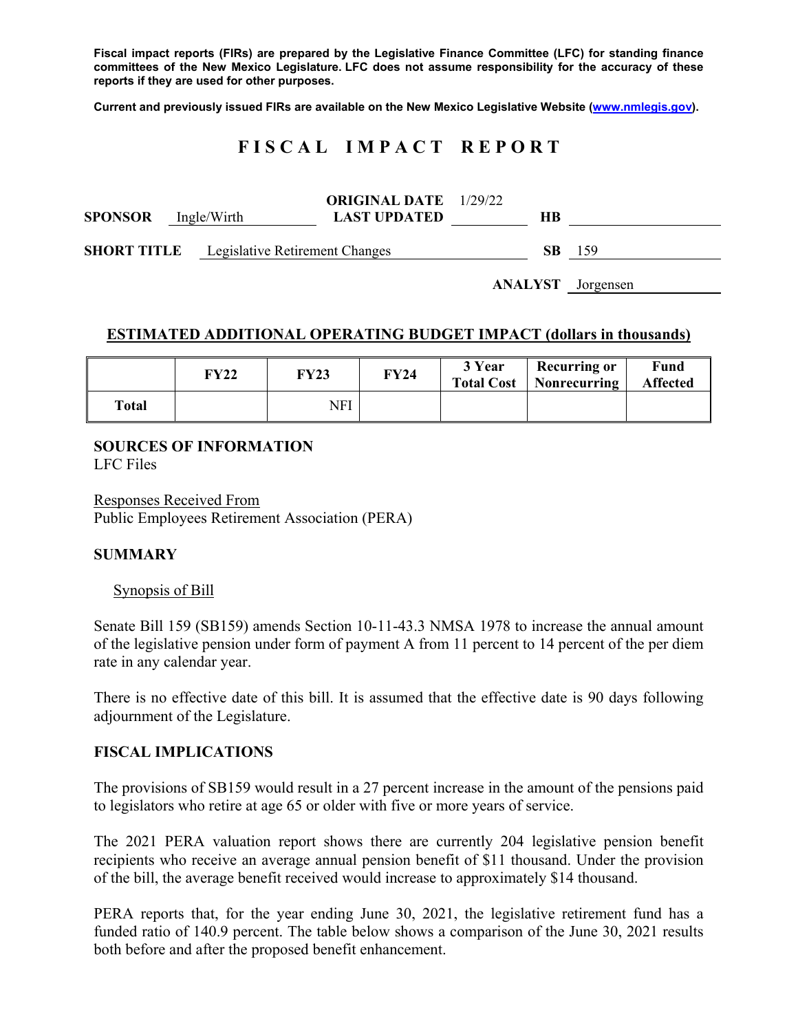**Fiscal impact reports (FIRs) are prepared by the Legislative Finance Committee (LFC) for standing finance committees of the New Mexico Legislature. LFC does not assume responsibility for the accuracy of these reports if they are used for other purposes.**

**Current and previously issued FIRs are available on the New Mexico Legislative Website (www.nmlegis.gov).**

# F I S C A L   I M P A C T   R E P O R T

**SPONSOR** Ingle/Wirth **ORIGINAL DATE** 1/29/22 **LAST UPDATED** **HB**

**SHORT TITLE** Legislative Retirement Changes **SB** 159

**ANALYST** Jorgensen

## ESTIMATED ADDITIONAL OPERATING BUDGET IMPACT (dollars in thousands)

| | FY22 | FY23 | FY24 | 3 Year Total Cost | Recurring or Nonrecurring | Fund Affected |
|---|---|---|---|---|---|---|
| **Total** | | NFI | | | | |

**SOURCES OF INFORMATION**
LFC Files

Responses Received From
Public Employees Retirement Association (PERA)

**SUMMARY**

Synopsis of Bill

Senate Bill 159 (SB159) amends Section 10-11-43.3 NMSA 1978 to increase the annual amount of the legislative pension under form of payment A from 11 percent to 14 percent of the per diem rate in any calendar year.

There is no effective date of this bill. It is assumed that the effective date is 90 days following adjournment of the Legislature.

**FISCAL IMPLICATIONS**

The provisions of SB159 would result in a 27 percent increase in the amount of the pensions paid to legislators who retire at age 65 or older with five or more years of service.

The 2021 PERA valuation report shows there are currently 204 legislative pension benefit recipients who receive an average annual pension benefit of \$11 thousand. Under the provision of the bill, the average benefit received would increase to approximately \$14 thousand.

PERA reports that, for the year ending June 30, 2021, the legislative retirement fund has a funded ratio of 140.9 percent. The table below shows a comparison of the June 30, 2021 results both before and after the proposed benefit enhancement.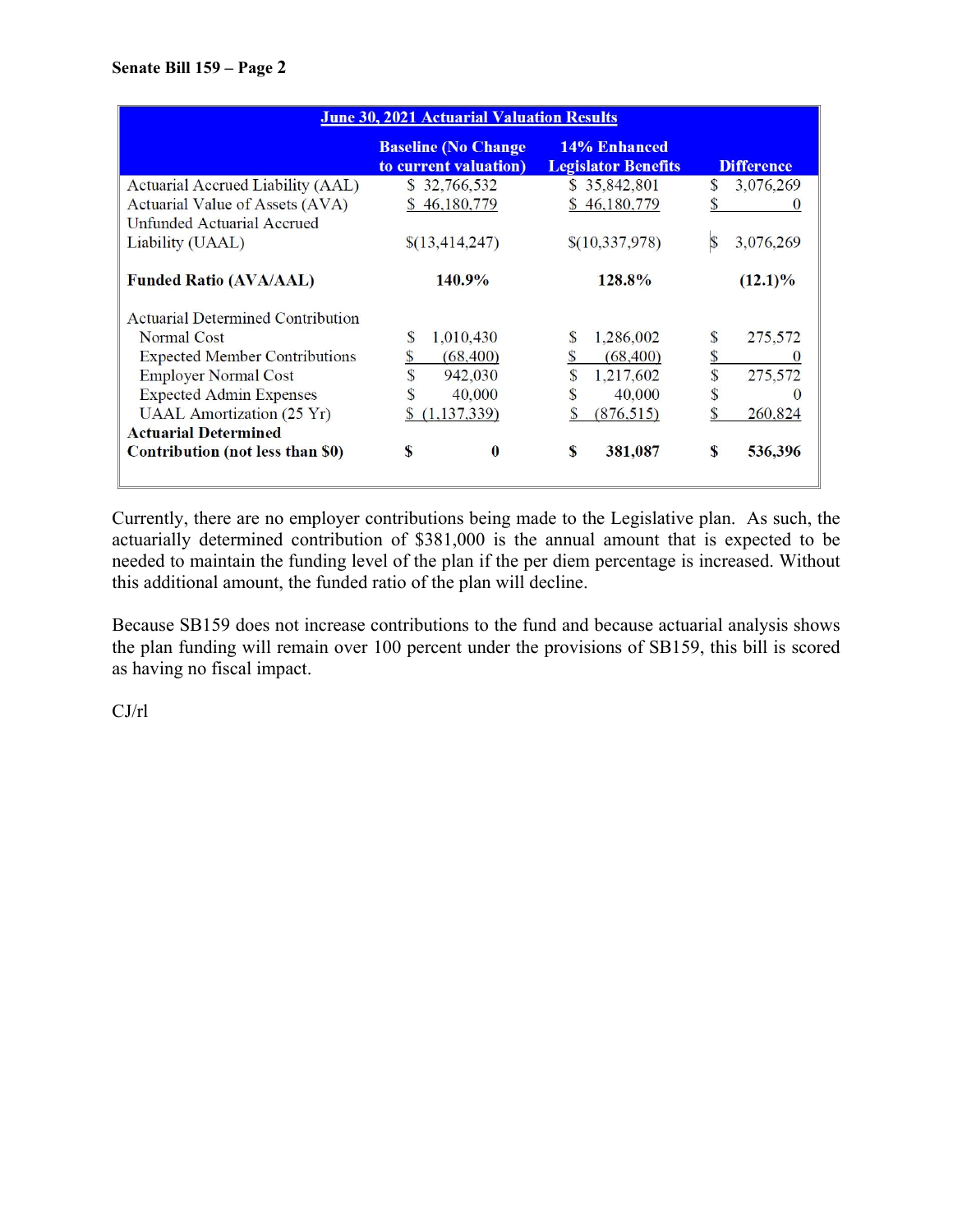| June 30, 2021 Actuarial Valuation Results | | | |
|---|---|---|---|
| | Baseline (No Change to current valuation) | 14% Enhanced Legislator Benefits | Difference |
| Actuarial Accrued Liability (AAL) | $ 32,766,532 | $ 35,842,801 | $ 3,076,269 |
| Actuarial Value of Assets (AVA) | $ 46,180,779 | $ 46,180,779 | $ 0 |
| Unfunded Actuarial Accrued Liability (UAAL) | $(13,414,247) | $(10,337,978) | $ 3,076,269 |
| **Funded Ratio (AVA/AAL)** | **140.9%** | **128.8%** | **(12.1)%** |
| Actuarial Determined Contribution | | | |
| Normal Cost | $ 1,010,430 | $ 1,286,002 | $ 275,572 |
| Expected Member Contributions | $ (68,400) | $ (68,400) | $ 0 |
| Employer Normal Cost | $ 942,030 | $ 1,217,602 | $ 275,572 |
| Expected Admin Expenses | $ 40,000 | $ 40,000 | $ 0 |
| UAAL Amortization (25 Yr) | $ (1,137,339) | $ (876,515) | $ 260,824 |
| **Actuarial Determined Contribution (not less than $0)** | **$ 0** | **$ 381,087** | **$ 536,396** |

Currently, there are no employer contributions being made to the Legislative plan. As such, the actuarially determined contribution of $381,000 is the annual amount that is expected to be needed to maintain the funding level of the plan if the per diem percentage is increased. Without this additional amount, the funded ratio of the plan will decline.

Because SB159 does not increase contributions to the fund and because actuarial analysis shows the plan funding will remain over 100 percent under the provisions of SB159, this bill is scored as having no fiscal impact.

CJ/rl